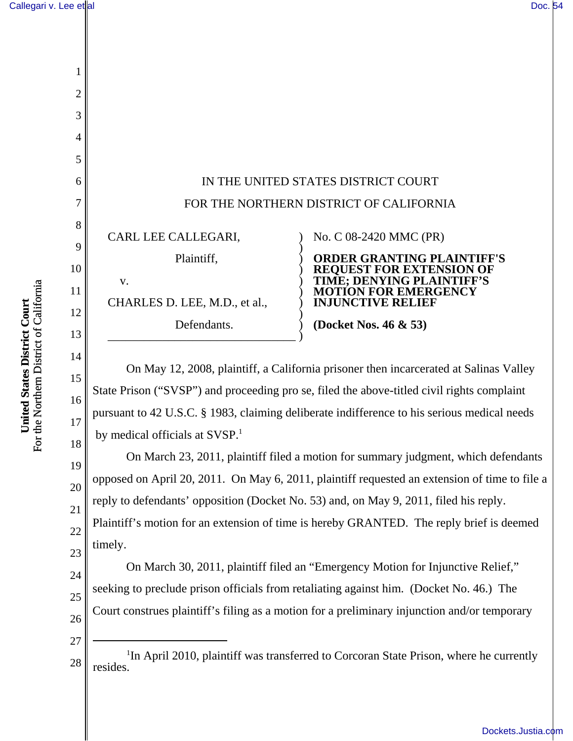IN THE UNITED STATES DISTRICT COURT

FOR THE NORTHERN DISTRICT OF CALIFORNIA

CARL LEE CALLEGARI,

Plaintiff,

v.

CHARLES D. LEE, M.D., et al.,

Defendants.

No. C 08-2420 MMC (PR)

**ORDER GRANTING PLAINTIFF'S REQUEST FOR EXTENSION OF TIME; DENYING PLAINTIFF'S MOTION FOR EMERGENCY INJUNCTIVE RELIEF**

**(Docket Nos. 46 & 53)**

On May 12, 2008, plaintiff, a California prisoner then incarcerated at Salinas Valley State Prison ("SVSP") and proceeding pro se, filed the above-titled civil rights complaint pursuant to 42 U.S.C. § 1983, claiming deliberate indifference to his serious medical needs by medical officials at SVSP.[1]

On March 23, 2011, plaintiff filed a motion for summary judgment, which defendants opposed on April 20, 2011. On May 6, 2011, plaintiff requested an extension of time to file a reply to defendants' opposition (Docket No. 53) and, on May 9, 2011, filed his reply. Plaintiff's motion for an extension of time is hereby GRANTED. The reply brief is deemed timely.

On March 30, 2011, plaintiff filed an "Emergency Motion for Injunctive Relief," seeking to preclude prison officials from retaliating against him. (Docket No. 46.) The Court construes plaintiff's filing as a motion for a preliminary injunction and/or temporary

[1] In April 2010, plaintiff was transferred to Corcoran State Prison, where he currently resides.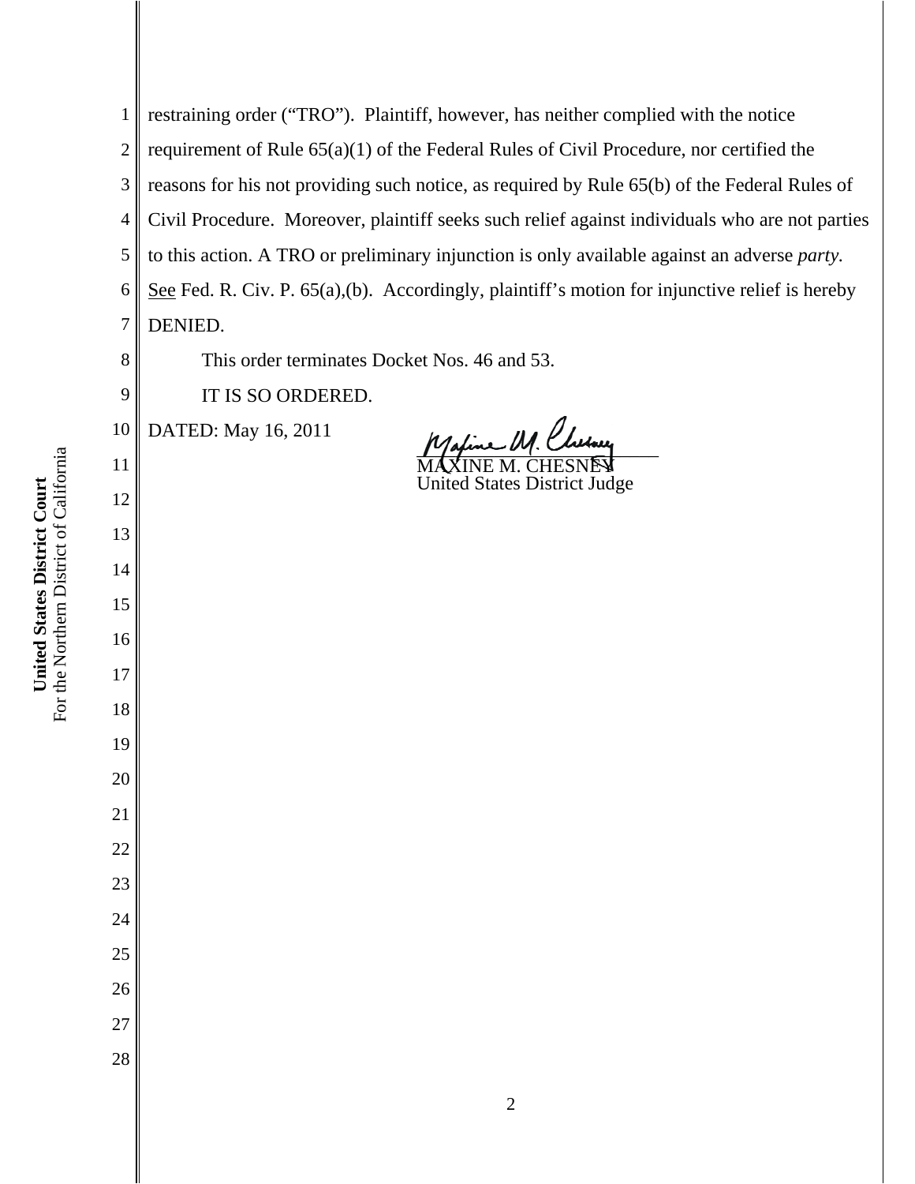restraining order ("TRO"). Plaintiff, however, has neither complied with the notice requirement of Rule 65(a)(1) of the Federal Rules of Civil Procedure, nor certified the reasons for his not providing such notice, as required by Rule 65(b) of the Federal Rules of Civil Procedure. Moreover, plaintiff seeks such relief against individuals who are not parties to this action. A TRO or preliminary injunction is only available against an adverse *party*. See Fed. R. Civ. P. 65(a),(b). Accordingly, plaintiff's motion for injunctive relief is hereby DENIED.

This order terminates Docket Nos. 46 and 53.

IT IS SO ORDERED.

DATED: May 16, 2011

MAXINE M. CHESNEY
United States District Judge